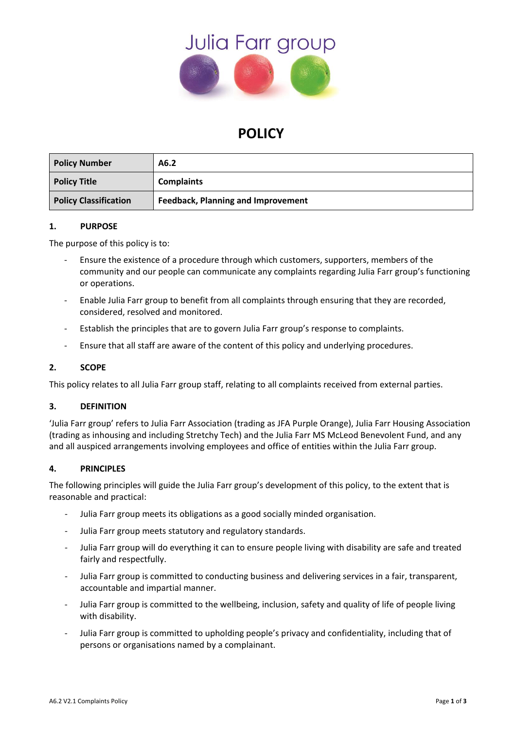Julia Farr group

# POLICY

| Policy Number | A6.2 |
|---|---|
| Policy Title | Complaints |
| Policy Classification | Feedback, Planning and Improvement |

## 1. PURPOSE

The purpose of this policy is to:

- Ensure the existence of a procedure through which customers, supporters, members of the community and our people can communicate any complaints regarding Julia Farr group's functioning or operations.
- Enable Julia Farr group to benefit from all complaints through ensuring that they are recorded, considered, resolved and monitored.
- Establish the principles that are to govern Julia Farr group's response to complaints.
- Ensure that all staff are aware of the content of this policy and underlying procedures.

## 2. SCOPE

This policy relates to all Julia Farr group staff, relating to all complaints received from external parties.

## 3. DEFINITION

'Julia Farr group' refers to Julia Farr Association (trading as JFA Purple Orange), Julia Farr Housing Association (trading as inhousing and including Stretchy Tech) and the Julia Farr MS McLeod Benevolent Fund, and any and all auspiced arrangements involving employees and office of entities within the Julia Farr group.

## 4. PRINCIPLES

The following principles will guide the Julia Farr group's development of this policy, to the extent that is reasonable and practical:

- Julia Farr group meets its obligations as a good socially minded organisation.
- Julia Farr group meets statutory and regulatory standards.
- Julia Farr group will do everything it can to ensure people living with disability are safe and treated fairly and respectfully.
- Julia Farr group is committed to conducting business and delivering services in a fair, transparent, accountable and impartial manner.
- Julia Farr group is committed to the wellbeing, inclusion, safety and quality of life of people living with disability.
- Julia Farr group is committed to upholding people's privacy and confidentiality, including that of persons or organisations named by a complainant.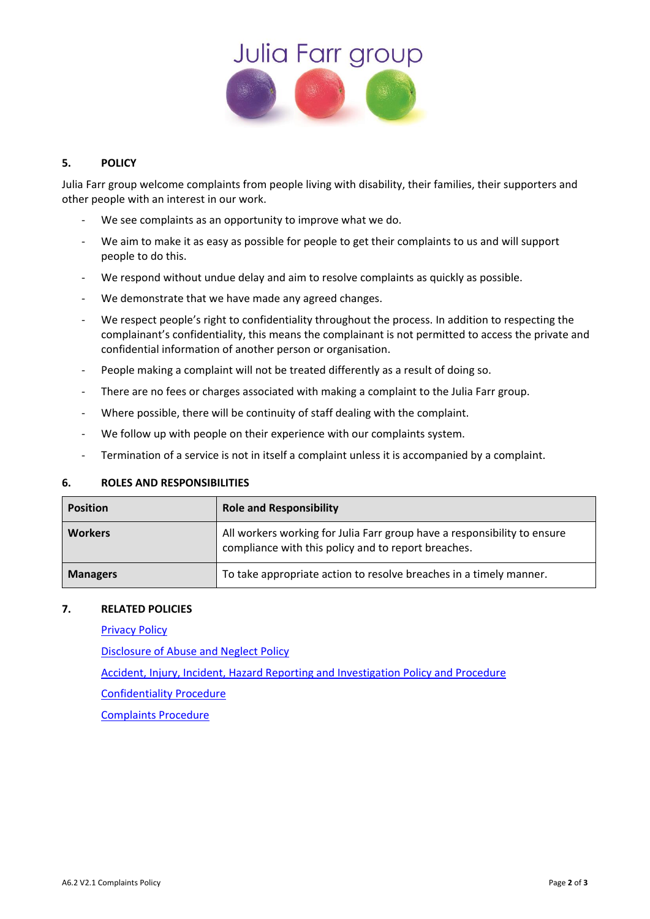## 5. POLICY

Julia Farr group welcome complaints from people living with disability, their families, their supporters and other people with an interest in our work.

- We see complaints as an opportunity to improve what we do.
- We aim to make it as easy as possible for people to get their complaints to us and will support people to do this.
- We respond without undue delay and aim to resolve complaints as quickly as possible.
- We demonstrate that we have made any agreed changes.
- We respect people's right to confidentiality throughout the process. In addition to respecting the complainant's confidentiality, this means the complainant is not permitted to access the private and confidential information of another person or organisation.
- People making a complaint will not be treated differently as a result of doing so.
- There are no fees or charges associated with making a complaint to the Julia Farr group.
- Where possible, there will be continuity of staff dealing with the complaint.
- We follow up with people on their experience with our complaints system.
- Termination of a service is not in itself a complaint unless it is accompanied by a complaint.

## 6. ROLES AND RESPONSIBILITIES

| Position | Role and Responsibility |
|---|---|
| **Workers** | All workers working for Julia Farr group have a responsibility to ensure compliance with this policy and to report breaches. |
| **Managers** | To take appropriate action to resolve breaches in a timely manner. |

## 7. RELATED POLICIES

Privacy Policy

Disclosure of Abuse and Neglect Policy

Accident, Injury, Incident, Hazard Reporting and Investigation Policy and Procedure

Confidentiality Procedure

Complaints Procedure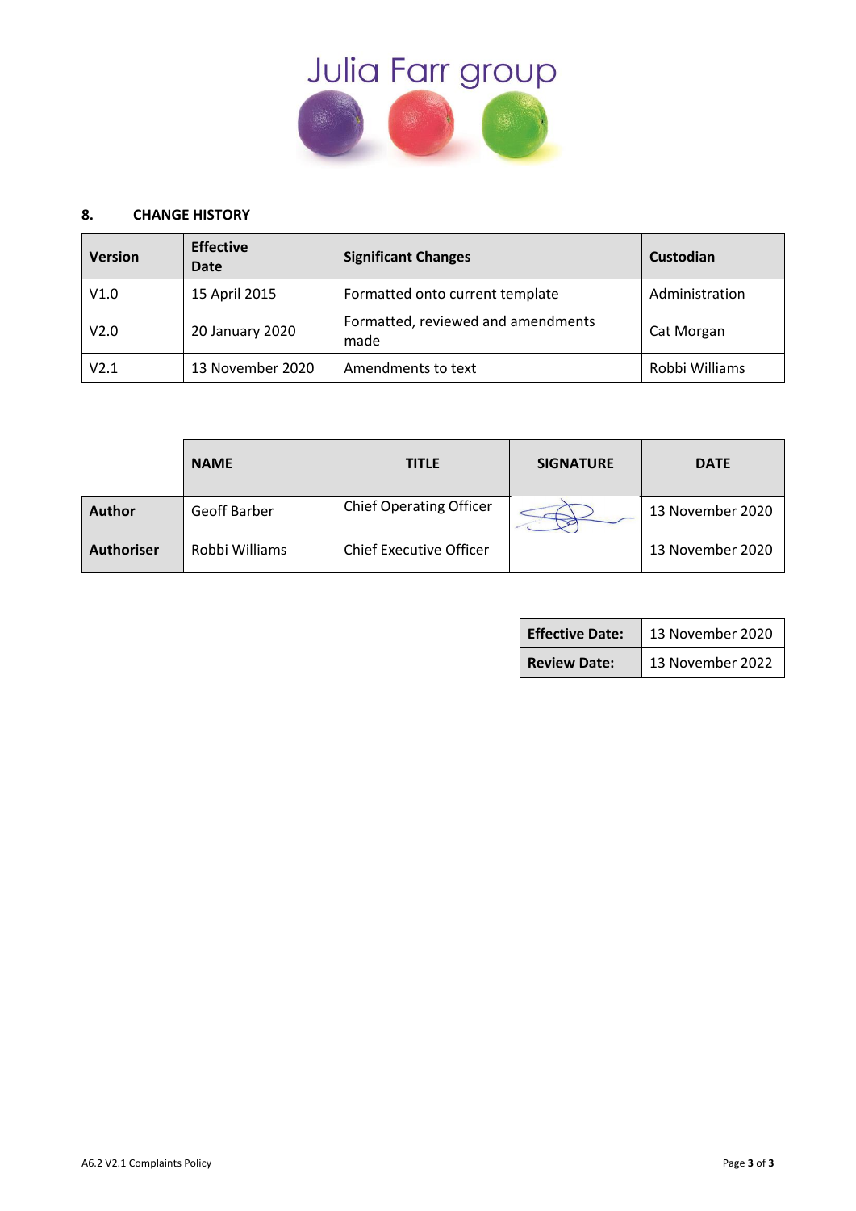Julia Farr group

## 8. CHANGE HISTORY

| Version | Effective Date | Significant Changes | Custodian |
|---|---|---|---|
| V1.0 | 15 April 2015 | Formatted onto current template | Administration |
| V2.0 | 20 January 2020 | Formatted, reviewed and amendments made | Cat Morgan |
| V2.1 | 13 November 2020 | Amendments to text | Robbi Williams |

| | NAME | TITLE | SIGNATURE | DATE |
|---|---|---|---|---|
| **Author** | Geoff Barber | Chief Operating Officer | | 13 November 2020 |
| **Authoriser** | Robbi Williams | Chief Executive Officer | | 13 November 2020 |

| | |
|---|---|
| **Effective Date:** | 13 November 2020 |
| **Review Date:** | 13 November 2022 |

A6.2 V2.1 Complaints Policy